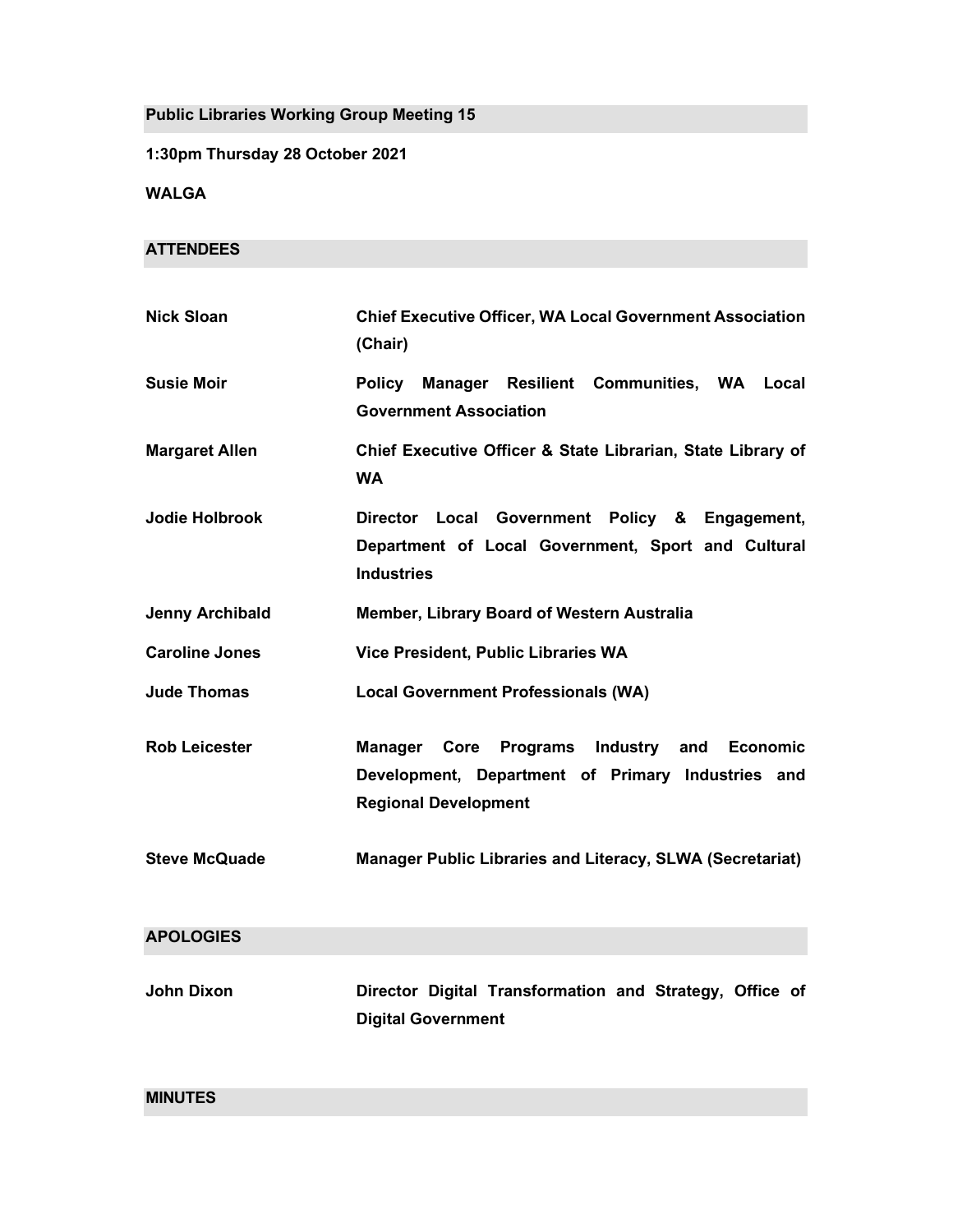## Public Libraries Working Group Meeting 15

**1:30pm Thursday 28 October 2021**

**WALGA**

## ATTENDEES

| | |
|---|---|
| **Nick Sloan** | **Chief Executive Officer, WA Local Government Association (Chair)** |
| **Susie Moir** | **Policy Manager Resilient Communities, WA Local Government Association** |
| **Margaret Allen** | **Chief Executive Officer & State Librarian, State Library of WA** |
| **Jodie Holbrook** | **Director Local Government Policy & Engagement, Department of Local Government, Sport and Cultural Industries** |
| **Jenny Archibald** | **Member, Library Board of Western Australia** |
| **Caroline Jones** | **Vice President, Public Libraries WA** |
| **Jude Thomas** | **Local Government Professionals (WA)** |
| **Rob Leicester** | **Manager Core Programs Industry and Economic Development, Department of Primary Industries and Regional Development** |
| **Steve McQuade** | **Manager Public Libraries and Literacy, SLWA (Secretariat)** |

## APOLOGIES

| | |
|---|---|
| **John Dixon** | **Director Digital Transformation and Strategy, Office of Digital Government** |

## MINUTES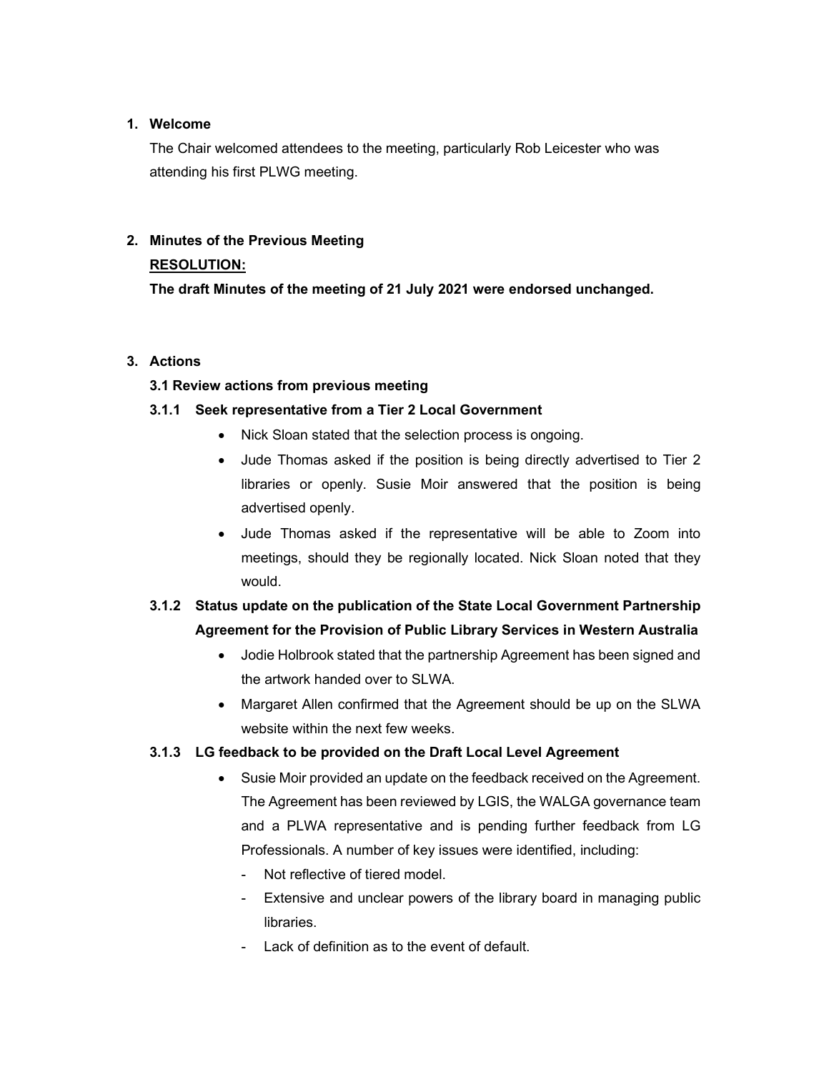## 1. Welcome

The Chair welcomed attendees to the meeting, particularly Rob Leicester who was attending his first PLWG meeting.

## 2. Minutes of the Previous Meeting

**RESOLUTION:**

**The draft Minutes of the meeting of 21 July 2021 were endorsed unchanged.**

## 3. Actions

### 3.1 Review actions from previous meeting

#### 3.1.1 Seek representative from a Tier 2 Local Government

- Nick Sloan stated that the selection process is ongoing.
- Jude Thomas asked if the position is being directly advertised to Tier 2 libraries or openly. Susie Moir answered that the position is being advertised openly.
- Jude Thomas asked if the representative will be able to Zoom into meetings, should they be regionally located. Nick Sloan noted that they would.

#### 3.1.2 Status update on the publication of the State Local Government Partnership Agreement for the Provision of Public Library Services in Western Australia

- Jodie Holbrook stated that the partnership Agreement has been signed and the artwork handed over to SLWA.
- Margaret Allen confirmed that the Agreement should be up on the SLWA website within the next few weeks.

#### 3.1.3 LG feedback to be provided on the Draft Local Level Agreement

- Susie Moir provided an update on the feedback received on the Agreement. The Agreement has been reviewed by LGIS, the WALGA governance team and a PLWA representative and is pending further feedback from LG Professionals. A number of key issues were identified, including:
  - Not reflective of tiered model.
  - Extensive and unclear powers of the library board in managing public libraries.
  - Lack of definition as to the event of default.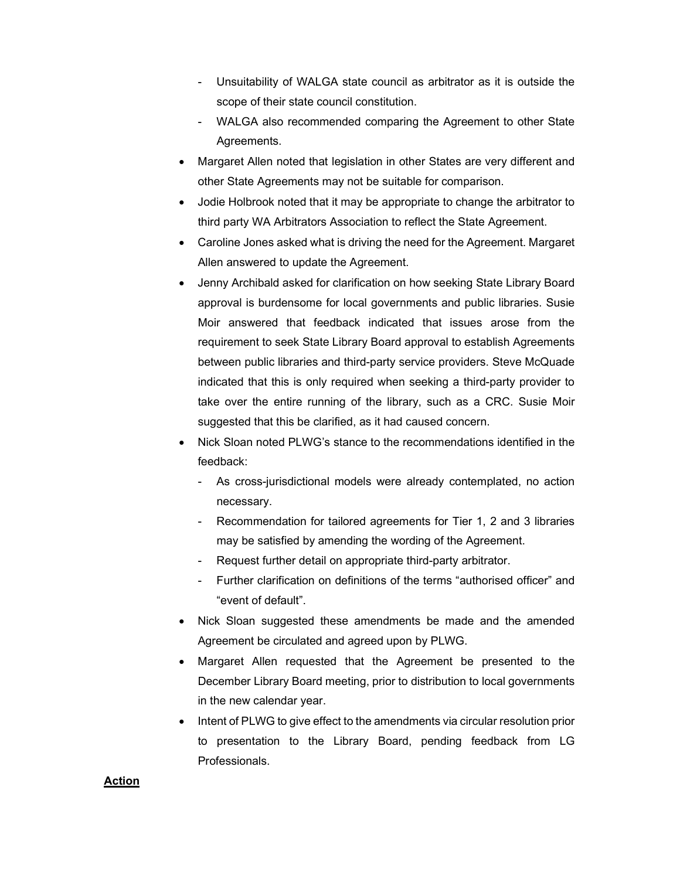- Unsuitability of WALGA state council as arbitrator as it is outside the scope of their state council constitution.
  - WALGA also recommended comparing the Agreement to other State Agreements.
- Margaret Allen noted that legislation in other States are very different and other State Agreements may not be suitable for comparison.
- Jodie Holbrook noted that it may be appropriate to change the arbitrator to third party WA Arbitrators Association to reflect the State Agreement.
- Caroline Jones asked what is driving the need for the Agreement. Margaret Allen answered to update the Agreement.
- Jenny Archibald asked for clarification on how seeking State Library Board approval is burdensome for local governments and public libraries. Susie Moir answered that feedback indicated that issues arose from the requirement to seek State Library Board approval to establish Agreements between public libraries and third-party service providers. Steve McQuade indicated that this is only required when seeking a third-party provider to take over the entire running of the library, such as a CRC. Susie Moir suggested that this be clarified, as it had caused concern.
- Nick Sloan noted PLWG's stance to the recommendations identified in the feedback:
  - As cross-jurisdictional models were already contemplated, no action necessary.
  - Recommendation for tailored agreements for Tier 1, 2 and 3 libraries may be satisfied by amending the wording of the Agreement.
  - Request further detail on appropriate third-party arbitrator.
  - Further clarification on definitions of the terms "authorised officer" and "event of default".
- Nick Sloan suggested these amendments be made and the amended Agreement be circulated and agreed upon by PLWG.
- Margaret Allen requested that the Agreement be presented to the December Library Board meeting, prior to distribution to local governments in the new calendar year.
- Intent of PLWG to give effect to the amendments via circular resolution prior to presentation to the Library Board, pending feedback from LG Professionals.

**Action**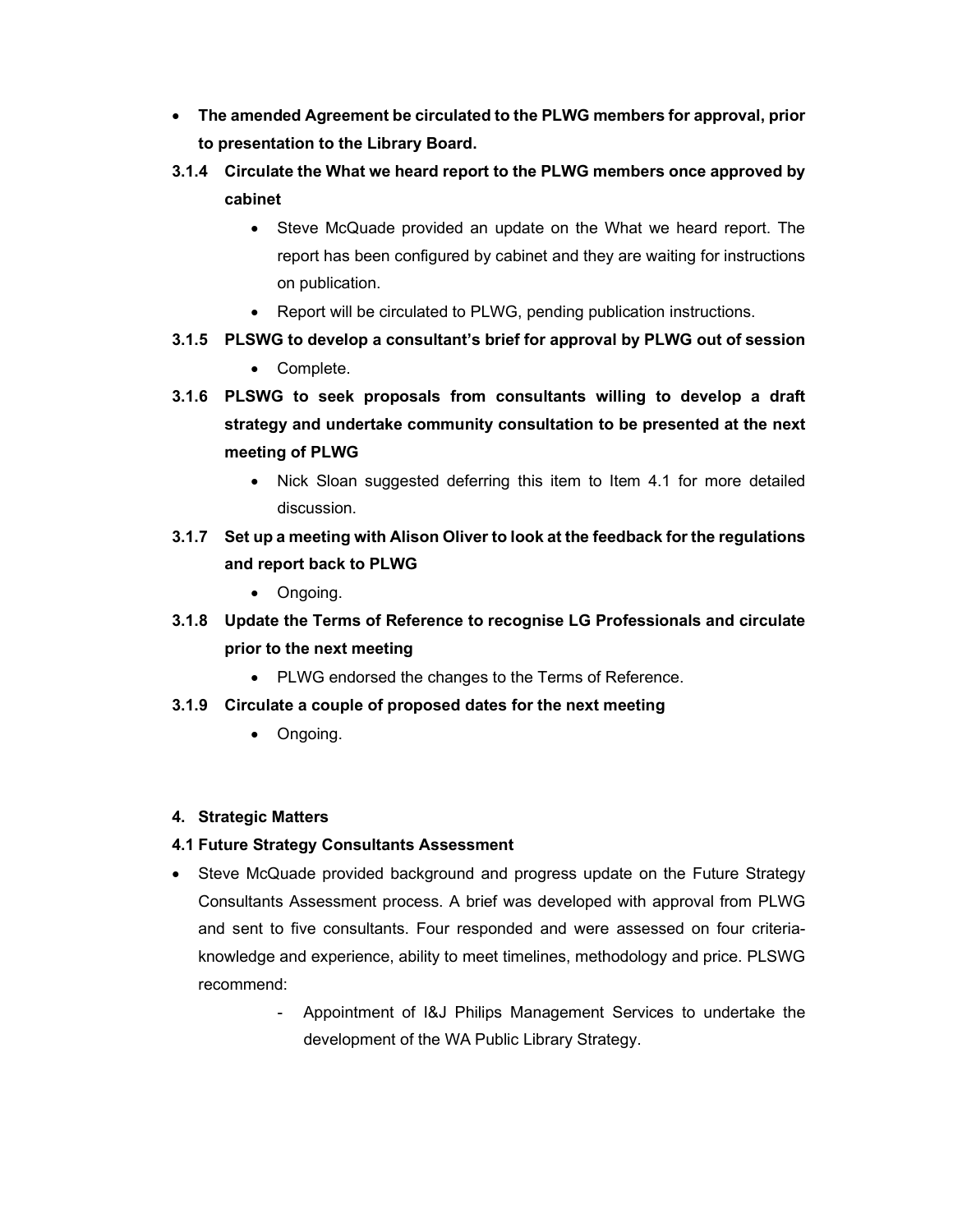- **The amended Agreement be circulated to the PLWG members for approval, prior to presentation to the Library Board.**

**3.1.4 Circulate the What we heard report to the PLWG members once approved by cabinet**

- Steve McQuade provided an update on the What we heard report. The report has been configured by cabinet and they are waiting for instructions on publication.
- Report will be circulated to PLWG, pending publication instructions.

**3.1.5 PLSWG to develop a consultant's brief for approval by PLWG out of session**

- Complete.

**3.1.6 PLSWG to seek proposals from consultants willing to develop a draft strategy and undertake community consultation to be presented at the next meeting of PLWG**

- Nick Sloan suggested deferring this item to Item 4.1 for more detailed discussion.

**3.1.7 Set up a meeting with Alison Oliver to look at the feedback for the regulations and report back to PLWG**

- Ongoing.

**3.1.8 Update the Terms of Reference to recognise LG Professionals and circulate prior to the next meeting**

- PLWG endorsed the changes to the Terms of Reference.

**3.1.9 Circulate a couple of proposed dates for the next meeting**

- Ongoing.

**4. Strategic Matters**

**4.1 Future Strategy Consultants Assessment**

- Steve McQuade provided background and progress update on the Future Strategy Consultants Assessment process. A brief was developed with approval from PLWG and sent to five consultants. Four responded and were assessed on four criteria- knowledge and experience, ability to meet timelines, methodology and price. PLSWG recommend:
  - Appointment of I&J Philips Management Services to undertake the development of the WA Public Library Strategy.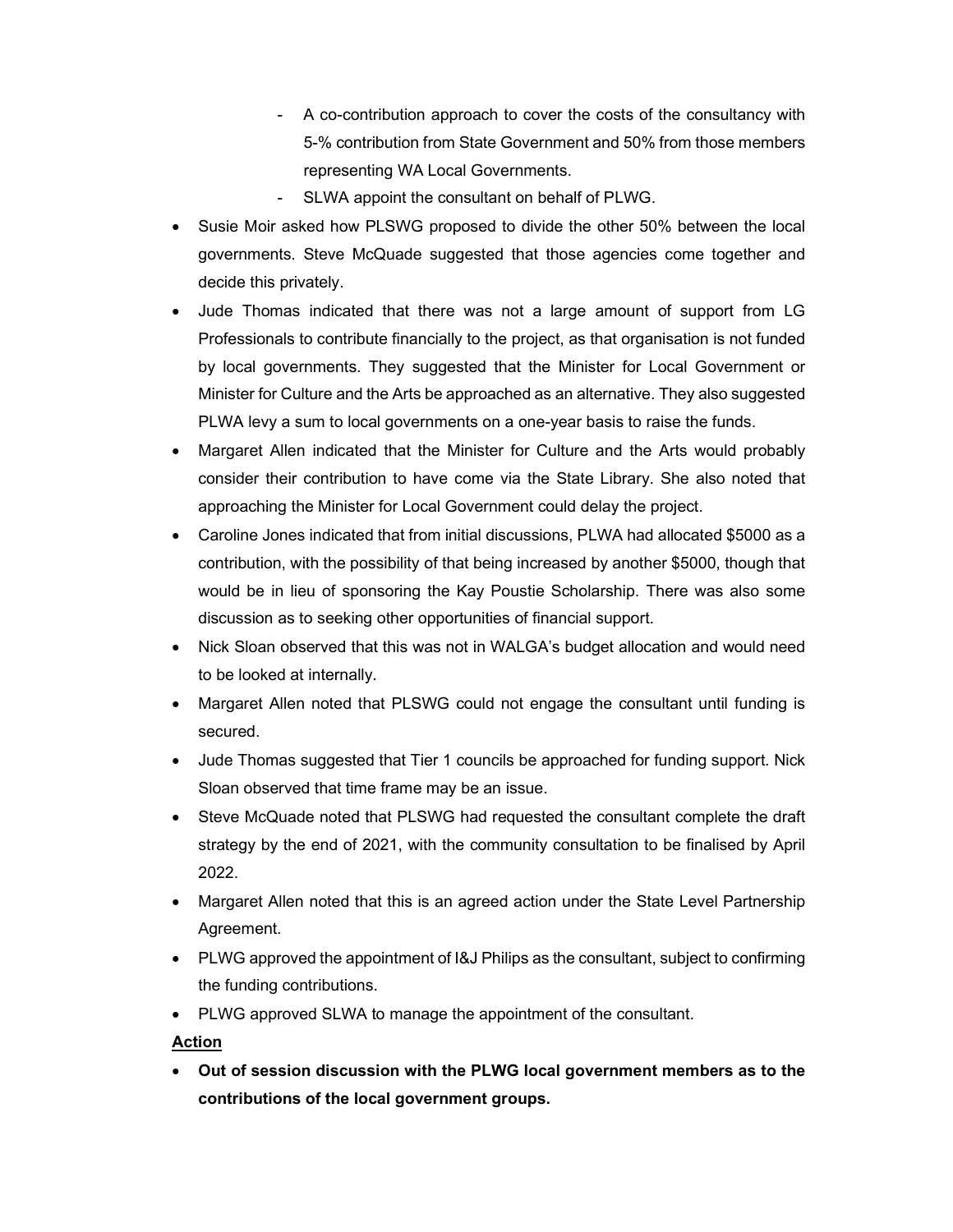- A co-contribution approach to cover the costs of the consultancy with 5-% contribution from State Government and 50% from those members representing WA Local Governments.
  - SLWA appoint the consultant on behalf of PLWG.
- Susie Moir asked how PLSWG proposed to divide the other 50% between the local governments. Steve McQuade suggested that those agencies come together and decide this privately.
- Jude Thomas indicated that there was not a large amount of support from LG Professionals to contribute financially to the project, as that organisation is not funded by local governments. They suggested that the Minister for Local Government or Minister for Culture and the Arts be approached as an alternative. They also suggested PLWA levy a sum to local governments on a one-year basis to raise the funds.
- Margaret Allen indicated that the Minister for Culture and the Arts would probably consider their contribution to have come via the State Library. She also noted that approaching the Minister for Local Government could delay the project.
- Caroline Jones indicated that from initial discussions, PLWA had allocated $5000 as a contribution, with the possibility of that being increased by another $5000, though that would be in lieu of sponsoring the Kay Poustie Scholarship. There was also some discussion as to seeking other opportunities of financial support.
- Nick Sloan observed that this was not in WALGA's budget allocation and would need to be looked at internally.
- Margaret Allen noted that PLSWG could not engage the consultant until funding is secured.
- Jude Thomas suggested that Tier 1 councils be approached for funding support. Nick Sloan observed that time frame may be an issue.
- Steve McQuade noted that PLSWG had requested the consultant complete the draft strategy by the end of 2021, with the community consultation to be finalised by April 2022.
- Margaret Allen noted that this is an agreed action under the State Level Partnership Agreement.
- PLWG approved the appointment of I&J Philips as the consultant, subject to confirming the funding contributions.
- PLWG approved SLWA to manage the appointment of the consultant.

**Action**

- **Out of session discussion with the PLWG local government members as to the contributions of the local government groups.**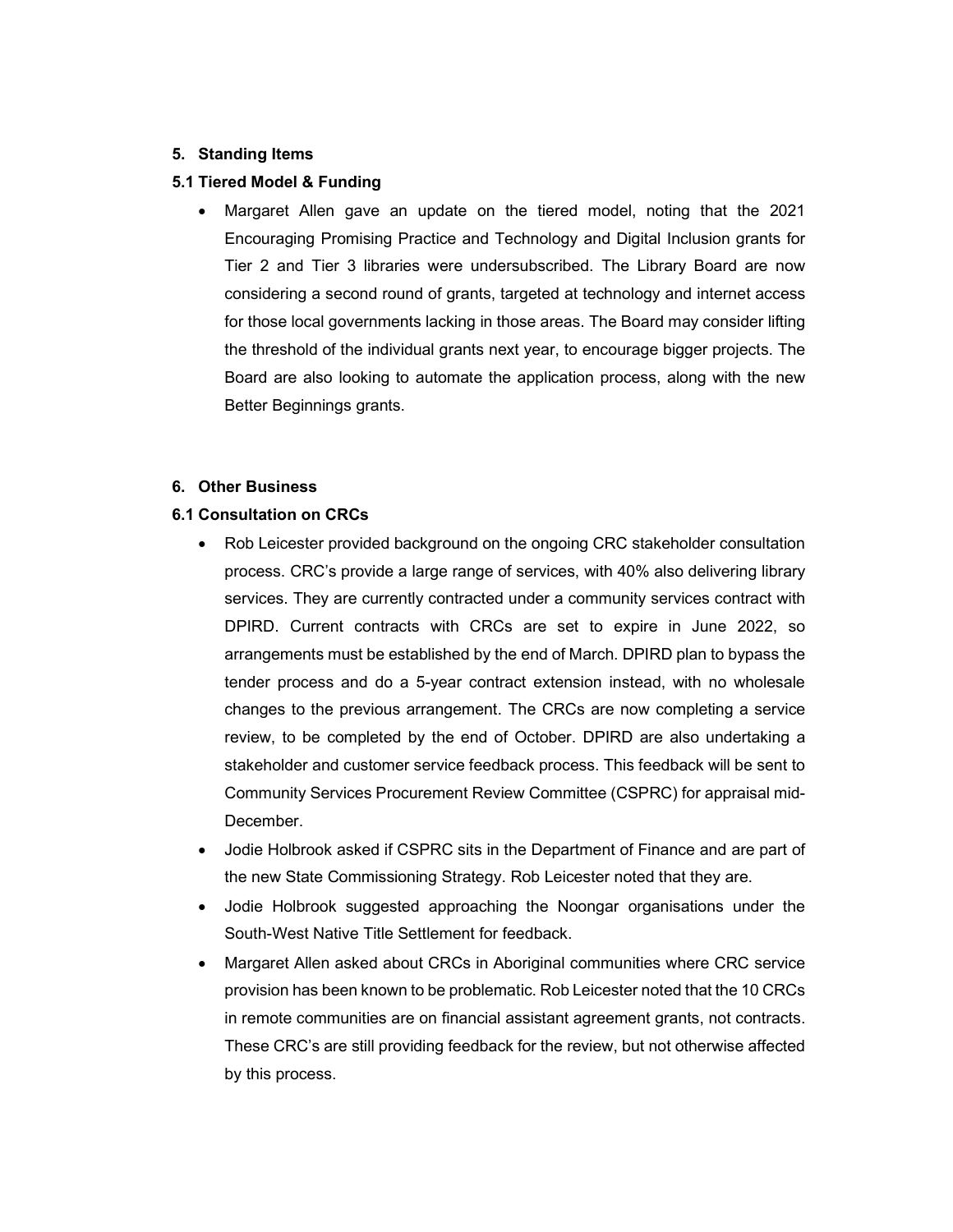## 5. Standing Items

### 5.1 Tiered Model & Funding

- Margaret Allen gave an update on the tiered model, noting that the 2021 Encouraging Promising Practice and Technology and Digital Inclusion grants for Tier 2 and Tier 3 libraries were undersubscribed. The Library Board are now considering a second round of grants, targeted at technology and internet access for those local governments lacking in those areas. The Board may consider lifting the threshold of the individual grants next year, to encourage bigger projects. The Board are also looking to automate the application process, along with the new Better Beginnings grants.

## 6. Other Business

### 6.1 Consultation on CRCs

- Rob Leicester provided background on the ongoing CRC stakeholder consultation process. CRC's provide a large range of services, with 40% also delivering library services. They are currently contracted under a community services contract with DPIRD. Current contracts with CRCs are set to expire in June 2022, so arrangements must be established by the end of March. DPIRD plan to bypass the tender process and do a 5-year contract extension instead, with no wholesale changes to the previous arrangement. The CRCs are now completing a service review, to be completed by the end of October. DPIRD are also undertaking a stakeholder and customer service feedback process. This feedback will be sent to Community Services Procurement Review Committee (CSPRC) for appraisal mid-December.
- Jodie Holbrook asked if CSPRC sits in the Department of Finance and are part of the new State Commissioning Strategy. Rob Leicester noted that they are.
- Jodie Holbrook suggested approaching the Noongar organisations under the South-West Native Title Settlement for feedback.
- Margaret Allen asked about CRCs in Aboriginal communities where CRC service provision has been known to be problematic. Rob Leicester noted that the 10 CRCs in remote communities are on financial assistant agreement grants, not contracts. These CRC's are still providing feedback for the review, but not otherwise affected by this process.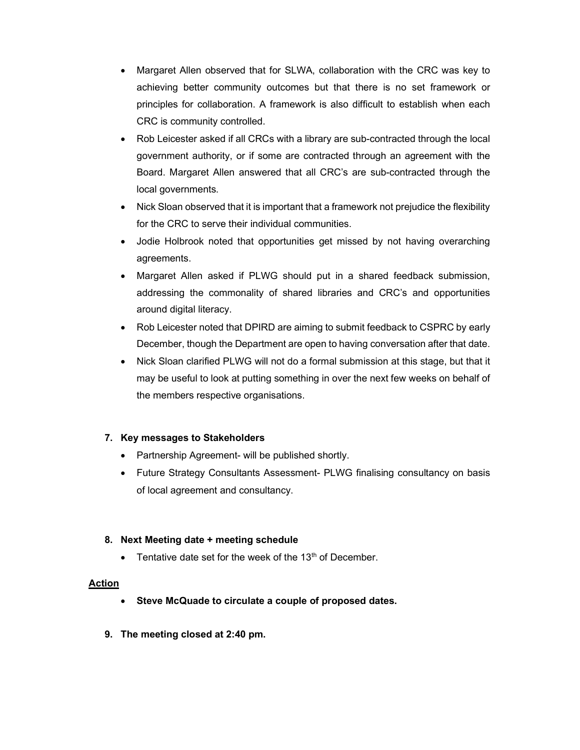- Margaret Allen observed that for SLWA, collaboration with the CRC was key to achieving better community outcomes but that there is no set framework or principles for collaboration. A framework is also difficult to establish when each CRC is community controlled.
- Rob Leicester asked if all CRCs with a library are sub-contracted through the local government authority, or if some are contracted through an agreement with the Board. Margaret Allen answered that all CRC's are sub-contracted through the local governments.
- Nick Sloan observed that it is important that a framework not prejudice the flexibility for the CRC to serve their individual communities.
- Jodie Holbrook noted that opportunities get missed by not having overarching agreements.
- Margaret Allen asked if PLWG should put in a shared feedback submission, addressing the commonality of shared libraries and CRC's and opportunities around digital literacy.
- Rob Leicester noted that DPIRD are aiming to submit feedback to CSPRC by early December, though the Department are open to having conversation after that date.
- Nick Sloan clarified PLWG will not do a formal submission at this stage, but that it may be useful to look at putting something in over the next few weeks on behalf of the members respective organisations.

**7. Key messages to Stakeholders**

- Partnership Agreement- will be published shortly.
- Future Strategy Consultants Assessment- PLWG finalising consultancy on basis of local agreement and consultancy.

**8. Next Meeting date + meeting schedule**

- Tentative date set for the week of the 13th of December.

**Action**

- **Steve McQuade to circulate a couple of proposed dates.**

**9. The meeting closed at 2:40 pm.**